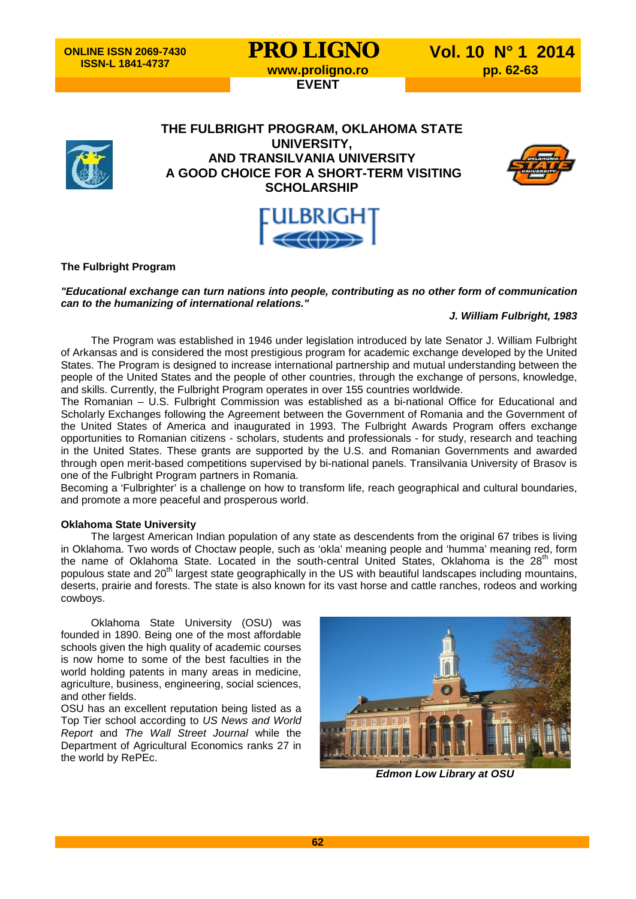# THE FULBRIGHT PROGRAM, OKLAHOMA STATE UNIVERSITY, AND TRANSILVANIA UNIVERSITY A GOOD CHOICE FOR A SHORT-TERM VISITING SCHOLARSHIP

## The Fulbright Program

***"Educational exchange can turn nations into people, contributing as no other form of communication can to the humanizing of international relations."***

***J. William Fulbright, 1983***

The Program was established in 1946 under legislation introduced by late Senator J. William Fulbright of Arkansas and is considered the most prestigious program for academic exchange developed by the United States. The Program is designed to increase international partnership and mutual understanding between the people of the United States and the people of other countries, through the exchange of persons, knowledge, and skills. Currently, the Fulbright Program operates in over 155 countries worldwide.

The Romanian – U.S. Fulbright Commission was established as a bi-national Office for Educational and Scholarly Exchanges following the Agreement between the Government of Romania and the Government of the United States of America and inaugurated in 1993. The Fulbright Awards Program offers exchange opportunities to Romanian citizens - scholars, students and professionals - for study, research and teaching in the United States. These grants are supported by the U.S. and Romanian Governments and awarded through open merit-based competitions supervised by bi-national panels. Transilvania University of Brasov is one of the Fulbright Program partners in Romania.

Becoming a 'Fulbrighter' is a challenge on how to transform life, reach geographical and cultural boundaries, and promote a more peaceful and prosperous world.

## Oklahoma State University

The largest American Indian population of any state as descendents from the original 67 tribes is living in Oklahoma. Two words of Choctaw people, such as 'okla' meaning people and 'humma' meaning red, form the name of Oklahoma State. Located in the south-central United States, Oklahoma is the 28th most populous state and 20th largest state geographically in the US with beautiful landscapes including mountains, deserts, prairie and forests. The state is also known for its vast horse and cattle ranches, rodeos and working cowboys.

Oklahoma State University (OSU) was founded in 1890. Being one of the most affordable schools given the high quality of academic courses is now home to some of the best faculties in the world holding patents in many areas in medicine, agriculture, business, engineering, social sciences, and other fields.

OSU has an excellent reputation being listed as a Top Tier school according to *US News and World Report* and *The Wall Street Journal* while the Department of Agricultural Economics ranks 27 in the world by RePEc.

***Edmon Low Library at OSU***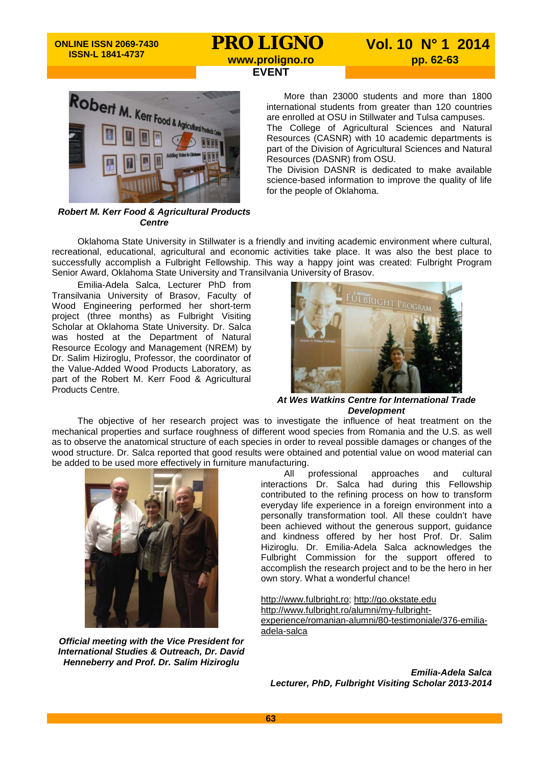*Robert M. Kerr Food & Agricultural Products Centre*

More than 23000 students and more than 1800 international students from greater than 120 countries are enrolled at OSU in Stillwater and Tulsa campuses.
The College of Agricultural Sciences and Natural Resources (CASNR) with 10 academic departments is part of the Division of Agricultural Sciences and Natural Resources (DASNR) from OSU.
The Division DASNR is dedicated to make available science-based information to improve the quality of life for the people of Oklahoma.

Oklahoma State University in Stillwater is a friendly and inviting academic environment where cultural, recreational, educational, agricultural and economic activities take place. It was also the best place to successfully accomplish a Fulbright Fellowship. This way a happy joint was created: Fulbright Program Senior Award, Oklahoma State University and Transilvania University of Brasov.

Emilia-Adela Salca, Lecturer PhD from Transilvania University of Brasov, Faculty of Wood Engineering performed her short-term project (three months) as Fulbright Visiting Scholar at Oklahoma State University. Dr. Salca was hosted at the Department of Natural Resource Ecology and Management (NREM) by Dr. Salim Hiziroglu, Professor, the coordinator of the Value-Added Wood Products Laboratory, as part of the Robert M. Kerr Food & Agricultural Products Centre.

*At Wes Watkins Centre for International Trade Development*

The objective of her research project was to investigate the influence of heat treatment on the mechanical properties and surface roughness of different wood species from Romania and the U.S. as well as to observe the anatomical structure of each species in order to reveal possible damages or changes of the wood structure. Dr. Salca reported that good results were obtained and potential value on wood material can be added to be used more effectively in furniture manufacturing.

*Official meeting with the Vice President for International Studies & Outreach, Dr. David Henneberry and Prof. Dr. Salim Hiziroglu*

All professional approaches and cultural interactions Dr. Salca had during this Fellowship contributed to the refining process on how to transform everyday life experience in a foreign environment into a personally transformation tool. All these couldn't have been achieved without the generous support, guidance and kindness offered by her host Prof. Dr. Salim Hiziroglu. Dr. Emilia-Adela Salca acknowledges the Fulbright Commission for the support offered to accomplish the research project and to be the hero in her own story. What a wonderful chance!

http://www.fulbright.ro; http://go.okstate.edu
http://www.fulbright.ro/alumni/my-fulbright-experience/romanian-alumni/80-testimoniale/376-emilia-adela-salca

***Emilia-Adela Salca***
***Lecturer, PhD, Fulbright Visiting Scholar 2013-2014***